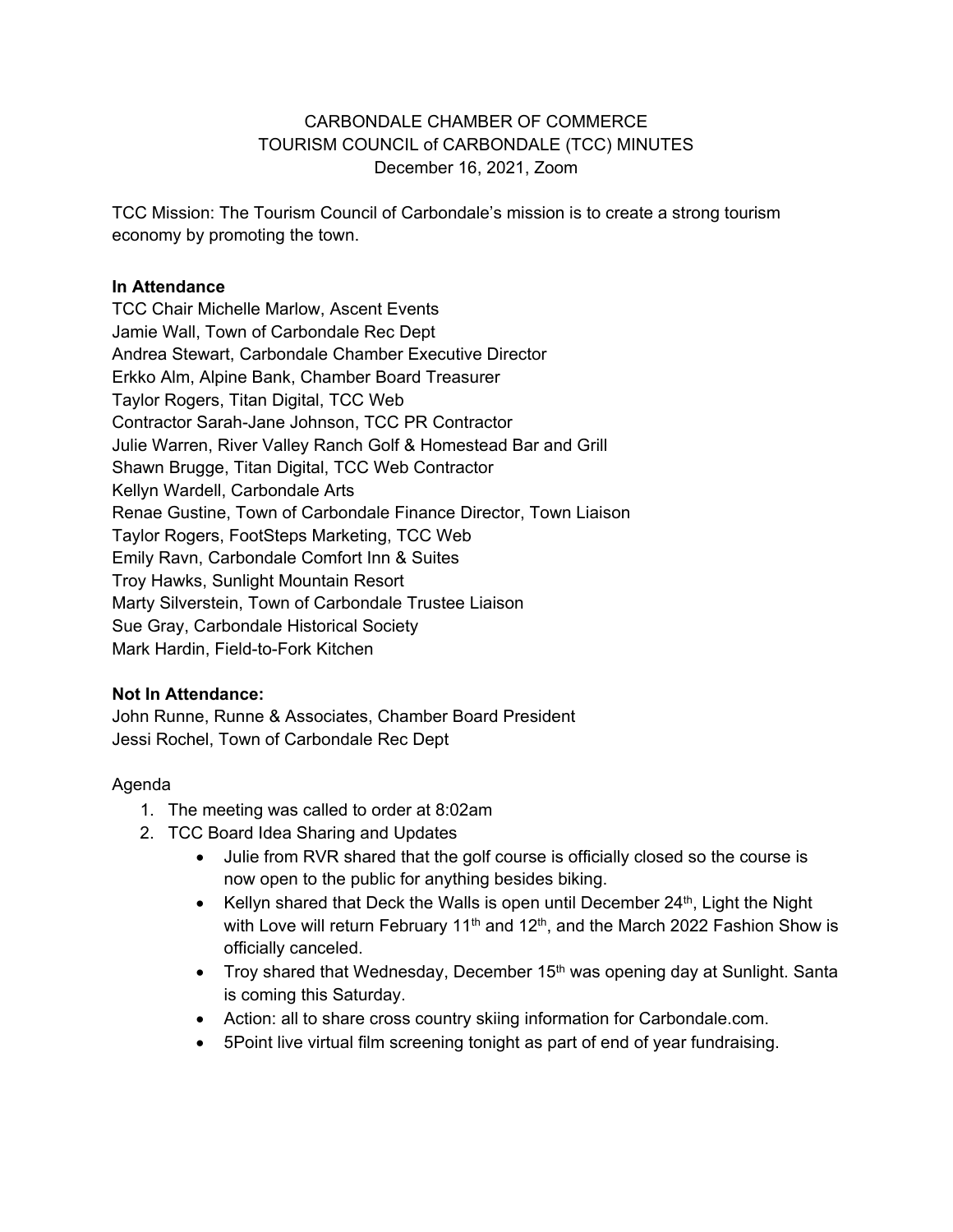CARBONDALE CHAMBER OF COMMERCE
TOURISM COUNCIL of CARBONDALE (TCC) MINUTES
December 16, 2021, Zoom

TCC Mission: The Tourism Council of Carbondale's mission is to create a strong tourism economy by promoting the town.

**In Attendance**

TCC Chair Michelle Marlow, Ascent Events
Jamie Wall, Town of Carbondale Rec Dept
Andrea Stewart, Carbondale Chamber Executive Director
Erkko Alm, Alpine Bank, Chamber Board Treasurer
Taylor Rogers, Titan Digital, TCC Web
Contractor Sarah-Jane Johnson, TCC PR Contractor
Julie Warren, River Valley Ranch Golf & Homestead Bar and Grill
Shawn Brugge, Titan Digital, TCC Web Contractor
Kellyn Wardell, Carbondale Arts
Renae Gustine, Town of Carbondale Finance Director, Town Liaison
Taylor Rogers, FootSteps Marketing, TCC Web
Emily Ravn, Carbondale Comfort Inn & Suites
Troy Hawks, Sunlight Mountain Resort
Marty Silverstein, Town of Carbondale Trustee Liaison
Sue Gray, Carbondale Historical Society
Mark Hardin, Field-to-Fork Kitchen

**Not In Attendance:**

John Runne, Runne & Associates, Chamber Board President
Jessi Rochel, Town of Carbondale Rec Dept

Agenda

1. The meeting was called to order at 8:02am
2. TCC Board Idea Sharing and Updates
   - Julie from RVR shared that the golf course is officially closed so the course is now open to the public for anything besides biking.
   - Kellyn shared that Deck the Walls is open until December 24th, Light the Night with Love will return February 11th and 12th, and the March 2022 Fashion Show is officially canceled.
   - Troy shared that Wednesday, December 15th was opening day at Sunlight. Santa is coming this Saturday.
   - Action: all to share cross country skiing information for Carbondale.com.
   - 5Point live virtual film screening tonight as part of end of year fundraising.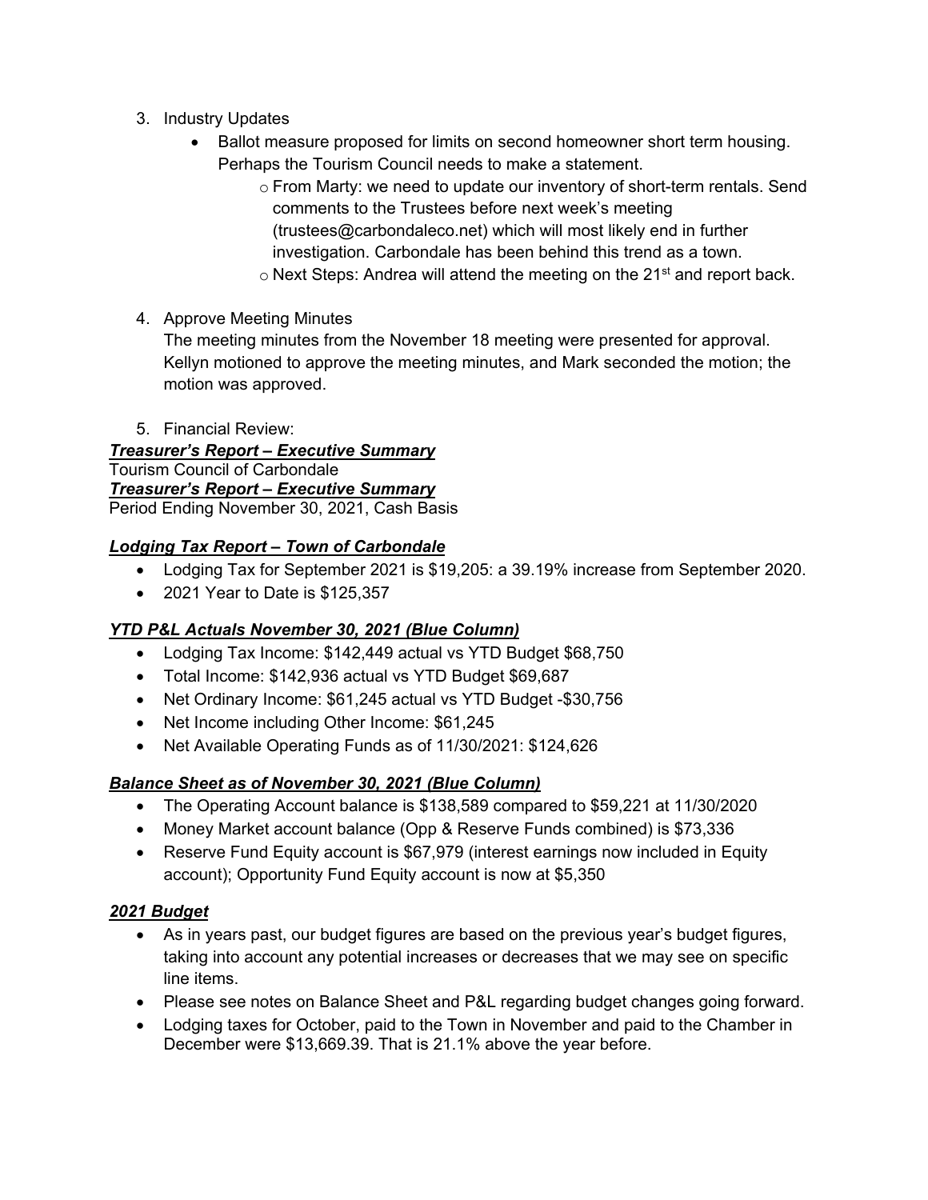3. Industry Updates
   - Ballot measure proposed for limits on second homeowner short term housing. Perhaps the Tourism Council needs to make a statement.
     - From Marty: we need to update our inventory of short-term rentals. Send comments to the Trustees before next week's meeting (trustees@carbondaleco.net) which will most likely end in further investigation. Carbondale has been behind this trend as a town.
     - Next Steps: Andrea will attend the meeting on the 21st and report back.

4. Approve Meeting Minutes

   The meeting minutes from the November 18 meeting were presented for approval. Kellyn motioned to approve the meeting minutes, and Mark seconded the motion; the motion was approved.

5. Financial Review:

***Treasurer's Report – Executive Summary***

Tourism Council of Carbondale

***Treasurer's Report – Executive Summary***

Period Ending November 30, 2021, Cash Basis

***Lodging Tax Report – Town of Carbondale***

- Lodging Tax for September 2021 is $19,205: a 39.19% increase from September 2020.
- 2021 Year to Date is $125,357

***YTD P&L Actuals November 30, 2021 (Blue Column)***

- Lodging Tax Income: $142,449 actual vs YTD Budget $68,750
- Total Income: $142,936 actual vs YTD Budget $69,687
- Net Ordinary Income: $61,245 actual vs YTD Budget -$30,756
- Net Income including Other Income: $61,245
- Net Available Operating Funds as of 11/30/2021: $124,626

***Balance Sheet as of November 30, 2021 (Blue Column)***

- The Operating Account balance is $138,589 compared to $59,221 at 11/30/2020
- Money Market account balance (Opp & Reserve Funds combined) is $73,336
- Reserve Fund Equity account is $67,979 (interest earnings now included in Equity account); Opportunity Fund Equity account is now at $5,350

***2021 Budget***

- As in years past, our budget figures are based on the previous year's budget figures, taking into account any potential increases or decreases that we may see on specific line items.
- Please see notes on Balance Sheet and P&L regarding budget changes going forward.
- Lodging taxes for October, paid to the Town in November and paid to the Chamber in December were $13,669.39. That is 21.1% above the year before.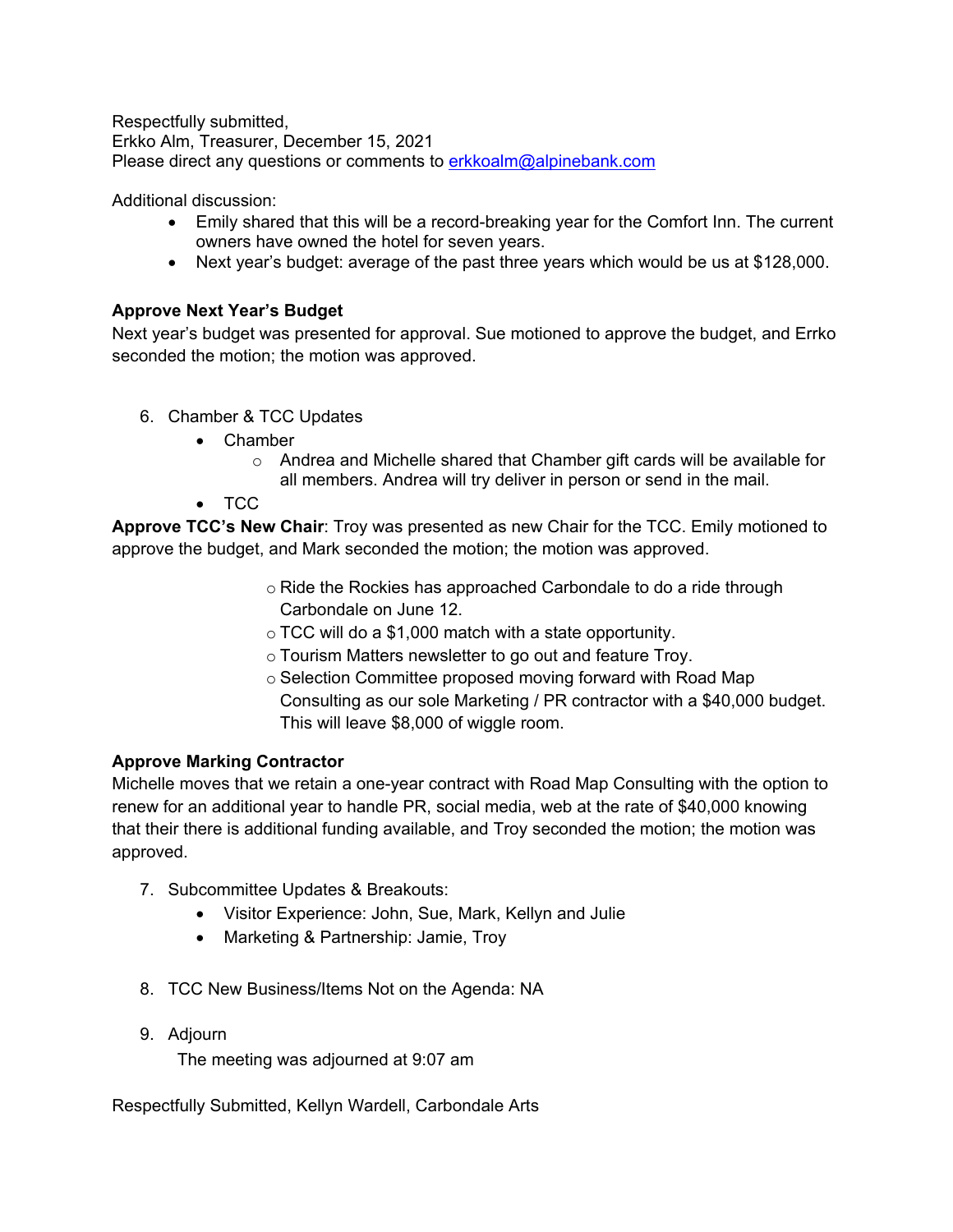Respectfully submitted,
Erkko Alm, Treasurer, December 15, 2021
Please direct any questions or comments to erkkoalm@alpinebank.com

Additional discussion:

- Emily shared that this will be a record-breaking year for the Comfort Inn. The current owners have owned the hotel for seven years.
- Next year's budget: average of the past three years which would be us at $128,000.

**Approve Next Year's Budget**
Next year's budget was presented for approval. Sue motioned to approve the budget, and Errko seconded the motion; the motion was approved.

6. Chamber & TCC Updates
   - Chamber
     - Andrea and Michelle shared that Chamber gift cards will be available for all members. Andrea will try deliver in person or send in the mail.
   - TCC

**Approve TCC's New Chair**: Troy was presented as new Chair for the TCC. Emily motioned to approve the budget, and Mark seconded the motion; the motion was approved.

- Ride the Rockies has approached Carbondale to do a ride through Carbondale on June 12.
- TCC will do a $1,000 match with a state opportunity.
- Tourism Matters newsletter to go out and feature Troy.
- Selection Committee proposed moving forward with Road Map Consulting as our sole Marketing / PR contractor with a $40,000 budget. This will leave $8,000 of wiggle room.

**Approve Marking Contractor**
Michelle moves that we retain a one-year contract with Road Map Consulting with the option to renew for an additional year to handle PR, social media, web at the rate of $40,000 knowing that their there is additional funding available, and Troy seconded the motion; the motion was approved.

7. Subcommittee Updates & Breakouts:
   - Visitor Experience: John, Sue, Mark, Kellyn and Julie
   - Marketing & Partnership: Jamie, Troy

8. TCC New Business/Items Not on the Agenda: NA

9. Adjourn
   The meeting was adjourned at 9:07 am

Respectfully Submitted, Kellyn Wardell, Carbondale Arts